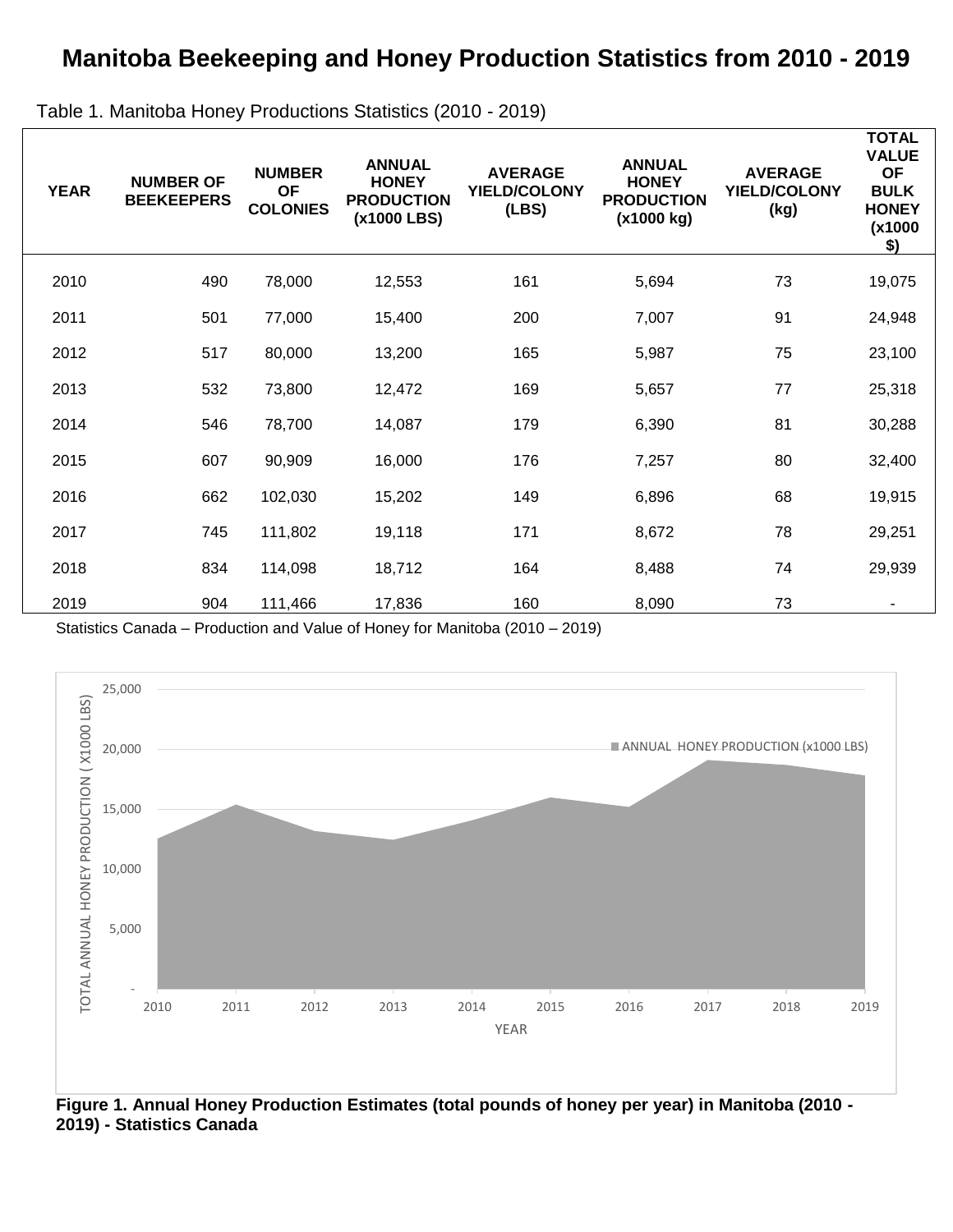# Manitoba Beekeeping and Honey Production Statistics from 2010 - 2019

Table 1. Manitoba Honey Productions Statistics (2010 - 2019)

| YEAR | NUMBER OF BEEKEEPERS | NUMBER OF COLONIES | ANNUAL HONEY PRODUCTION (x1000 LBS) | AVERAGE YIELD/COLONY (LBS) | ANNUAL HONEY PRODUCTION (x1000 kg) | AVERAGE YIELD/COLONY (kg) | TOTAL VALUE OF BULK HONEY (x1000 $) |
|---|---|---|---|---|---|---|---|
| 2010 | 490 | 78,000 | 12,553 | 161 | 5,694 | 73 | 19,075 |
| 2011 | 501 | 77,000 | 15,400 | 200 | 7,007 | 91 | 24,948 |
| 2012 | 517 | 80,000 | 13,200 | 165 | 5,987 | 75 | 23,100 |
| 2013 | 532 | 73,800 | 12,472 | 169 | 5,657 | 77 | 25,318 |
| 2014 | 546 | 78,700 | 14,087 | 179 | 6,390 | 81 | 30,288 |
| 2015 | 607 | 90,909 | 16,000 | 176 | 7,257 | 80 | 32,400 |
| 2016 | 662 | 102,030 | 15,202 | 149 | 6,896 | 68 | 19,915 |
| 2017 | 745 | 111,802 | 19,118 | 171 | 8,672 | 78 | 29,251 |
| 2018 | 834 | 114,098 | 18,712 | 164 | 8,488 | 74 | 29,939 |
| 2019 | 904 | 111,466 | 17,836 | 160 | 8,090 | 73 | - |

Statistics Canada – Production and Value of Honey for Manitoba (2010 – 2019)

**Figure 1. Annual Honey Production Estimates (total pounds of honey per year) in Manitoba (2010 - 2019) - Statistics Canada**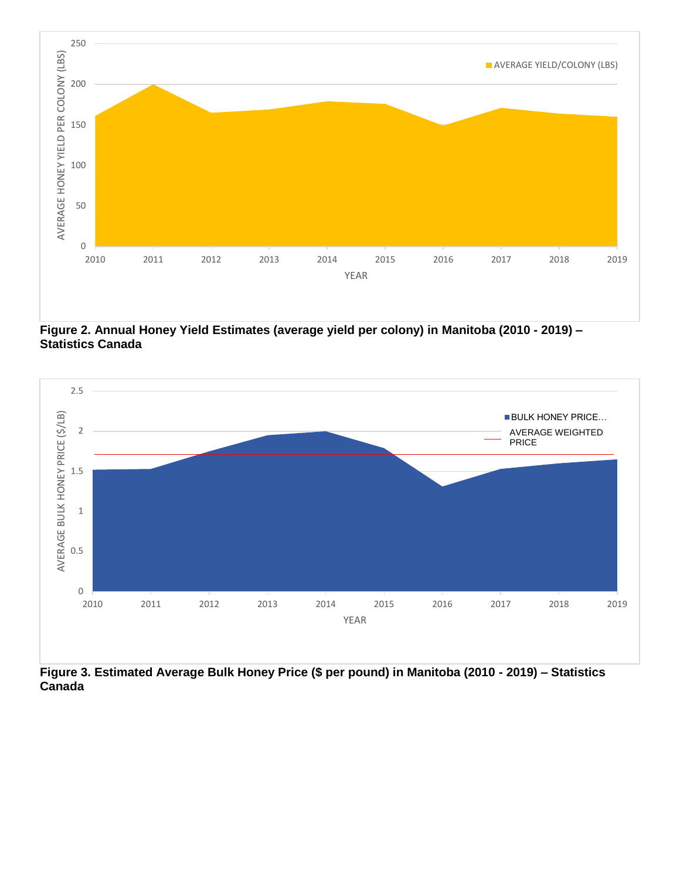**Figure 2. Annual Honey Yield Estimates (average yield per colony) in Manitoba (2010 - 2019) – Statistics Canada**

**Figure 3. Estimated Average Bulk Honey Price ($ per pound) in Manitoba (2010 - 2019) – Statistics Canada**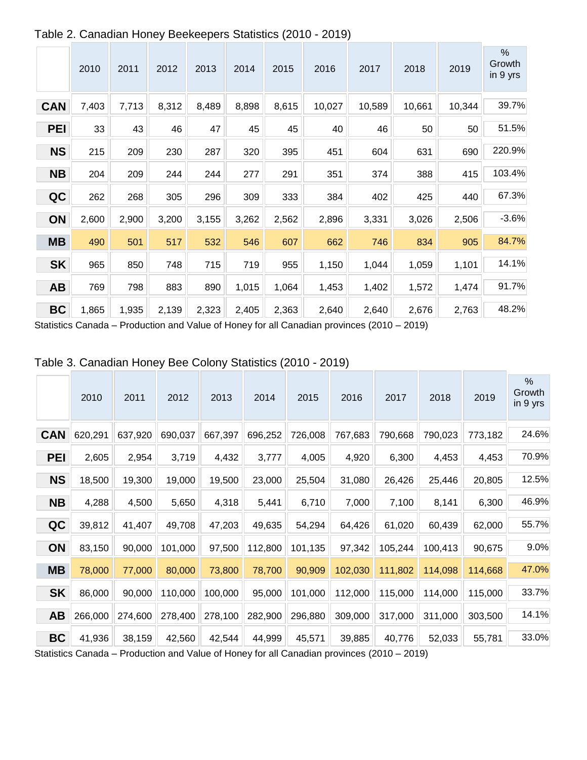Table 2. Canadian Honey Beekeepers Statistics (2010 - 2019)

| | 2010 | 2011 | 2012 | 2013 | 2014 | 2015 | 2016 | 2017 | 2018 | 2019 | % Growth in 9 yrs |
|---|---|---|---|---|---|---|---|---|---|---|---|
| **CAN** | 7,403 | 7,713 | 8,312 | 8,489 | 8,898 | 8,615 | 10,027 | 10,589 | 10,661 | 10,344 | 39.7% |
| **PEI** | 33 | 43 | 46 | 47 | 45 | 45 | 40 | 46 | 50 | 50 | 51.5% |
| **NS** | 215 | 209 | 230 | 287 | 320 | 395 | 451 | 604 | 631 | 690 | 220.9% |
| **NB** | 204 | 209 | 244 | 244 | 277 | 291 | 351 | 374 | 388 | 415 | 103.4% |
| **QC** | 262 | 268 | 305 | 296 | 309 | 333 | 384 | 402 | 425 | 440 | 67.3% |
| **ON** | 2,600 | 2,900 | 3,200 | 3,155 | 3,262 | 2,562 | 2,896 | 3,331 | 3,026 | 2,506 | -3.6% |
| **MB** | 490 | 501 | 517 | 532 | 546 | 607 | 662 | 746 | 834 | 905 | 84.7% |
| **SK** | 965 | 850 | 748 | 715 | 719 | 955 | 1,150 | 1,044 | 1,059 | 1,101 | 14.1% |
| **AB** | 769 | 798 | 883 | 890 | 1,015 | 1,064 | 1,453 | 1,402 | 1,572 | 1,474 | 91.7% |
| **BC** | 1,865 | 1,935 | 2,139 | 2,323 | 2,405 | 2,363 | 2,640 | 2,640 | 2,676 | 2,763 | 48.2% |

Statistics Canada – Production and Value of Honey for all Canadian provinces (2010 – 2019)

Table 3. Canadian Honey Bee Colony Statistics (2010 - 2019)

| | 2010 | 2011 | 2012 | 2013 | 2014 | 2015 | 2016 | 2017 | 2018 | 2019 | % Growth in 9 yrs |
|---|---|---|---|---|---|---|---|---|---|---|---|
| **CAN** | 620,291 | 637,920 | 690,037 | 667,397 | 696,252 | 726,008 | 767,683 | 790,668 | 790,023 | 773,182 | 24.6% |
| **PEI** | 2,605 | 2,954 | 3,719 | 4,432 | 3,777 | 4,005 | 4,920 | 6,300 | 4,453 | 4,453 | 70.9% |
| **NS** | 18,500 | 19,300 | 19,000 | 19,500 | 23,000 | 25,504 | 31,080 | 26,426 | 25,446 | 20,805 | 12.5% |
| **NB** | 4,288 | 4,500 | 5,650 | 4,318 | 5,441 | 6,710 | 7,000 | 7,100 | 8,141 | 6,300 | 46.9% |
| **QC** | 39,812 | 41,407 | 49,708 | 47,203 | 49,635 | 54,294 | 64,426 | 61,020 | 60,439 | 62,000 | 55.7% |
| **ON** | 83,150 | 90,000 | 101,000 | 97,500 | 112,800 | 101,135 | 97,342 | 105,244 | 100,413 | 90,675 | 9.0% |
| **MB** | 78,000 | 77,000 | 80,000 | 73,800 | 78,700 | 90,909 | 102,030 | 111,802 | 114,098 | 114,668 | 47.0% |
| **SK** | 86,000 | 90,000 | 110,000 | 100,000 | 95,000 | 101,000 | 112,000 | 115,000 | 114,000 | 115,000 | 33.7% |
| **AB** | 266,000 | 274,600 | 278,400 | 278,100 | 282,900 | 296,880 | 309,000 | 317,000 | 311,000 | 303,500 | 14.1% |
| **BC** | 41,936 | 38,159 | 42,560 | 42,544 | 44,999 | 45,571 | 39,885 | 40,776 | 52,033 | 55,781 | 33.0% |

Statistics Canada – Production and Value of Honey for all Canadian provinces (2010 – 2019)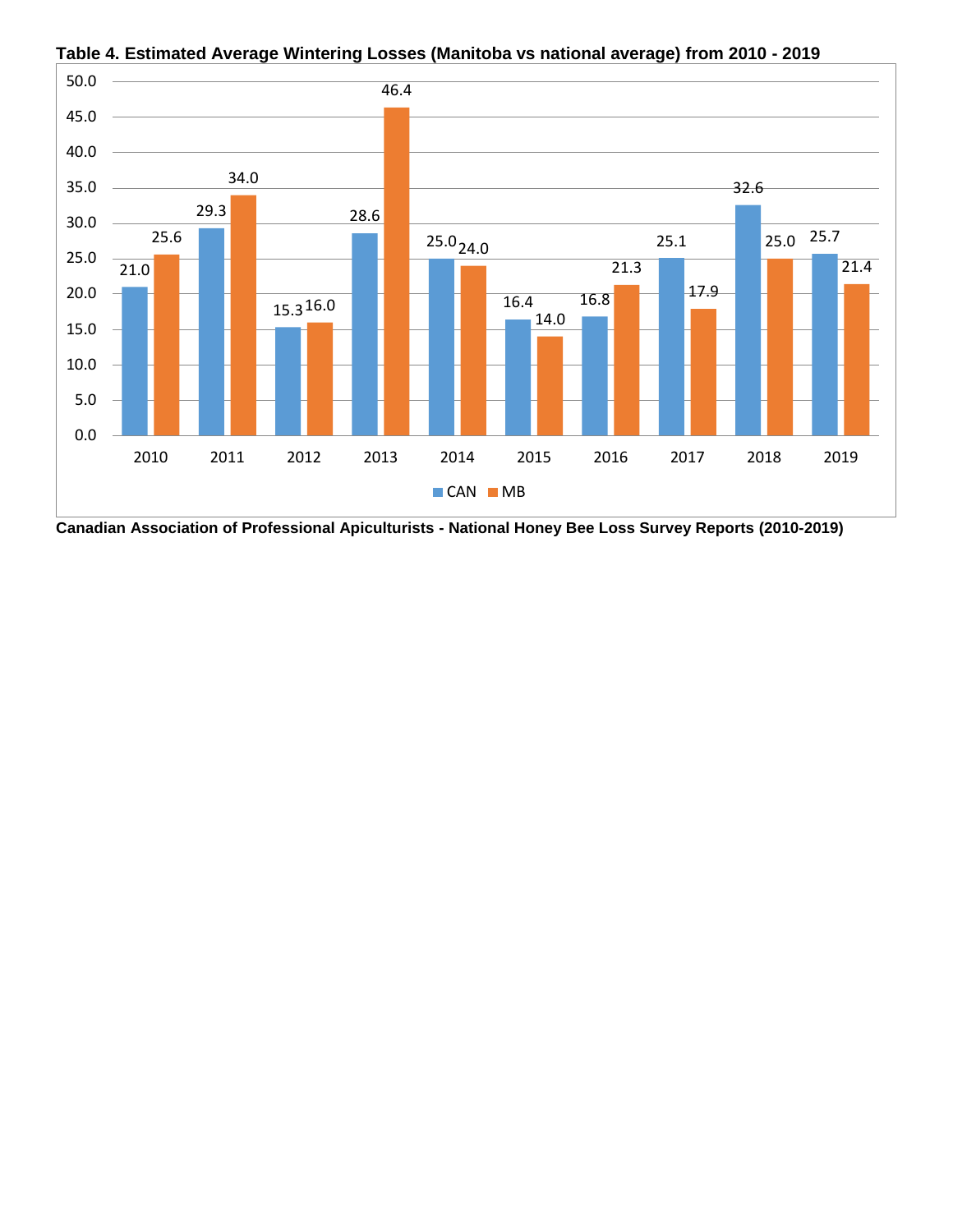**Table 4. Estimated Average Wintering Losses (Manitoba vs national average) from 2010 - 2019**

50.0
45.0
40.0
35.0
30.0
25.0
20.0
15.0
10.0
5.0
0.0

21.0 25.6
29.3 34.0
15.3 16.0
28.6 46.4
25.0 24.0
16.4 14.0
16.8 21.3
25.1 17.9
32.6 25.0
25.7 21.4

2010 2011 2012 2013 2014 2015 2016 2017 2018 2019

CAN MB

**Canadian Association of Professional Apiculturists - National Honey Bee Loss Survey Reports (2010-2019)**